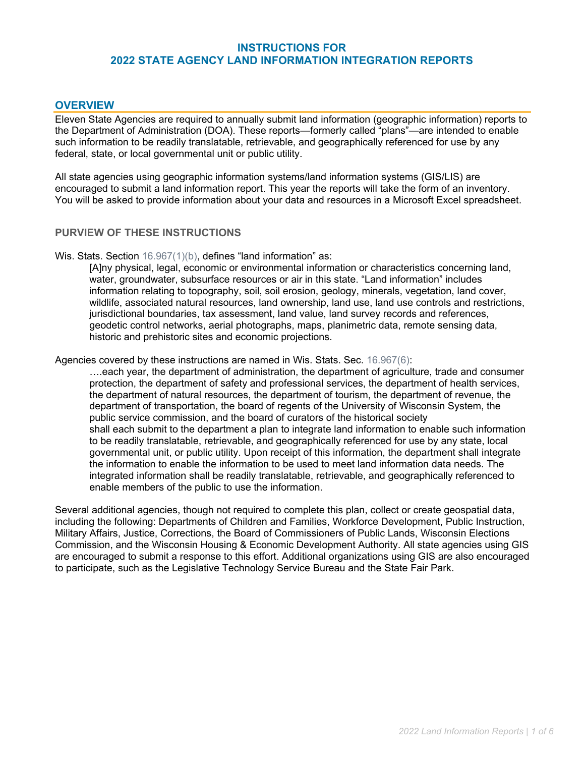# INSTRUCTIONS FOR 2022 STATE AGENCY LAND INFORMATION INTEGRATION REPORTS

## OVERVIEW

Eleven State Agencies are required to annually submit land information (geographic information) reports to the Department of Administration (DOA). These reports—formerly called "plans"—are intended to enable such information to be readily translatable, retrievable, and geographically referenced for use by any federal, state, or local governmental unit or public utility.

All state agencies using geographic information systems/land information systems (GIS/LIS) are encouraged to submit a land information report. This year the reports will take the form of an inventory. You will be asked to provide information about your data and resources in a Microsoft Excel spreadsheet.

### PURVIEW OF THESE INSTRUCTIONS

Wis. Stats. Section 16.967(1)(b), defines "land information" as:

> [A]ny physical, legal, economic or environmental information or characteristics concerning land, water, groundwater, subsurface resources or air in this state. "Land information" includes information relating to topography, soil, soil erosion, geology, minerals, vegetation, land cover, wildlife, associated natural resources, land ownership, land use, land use controls and restrictions, jurisdictional boundaries, tax assessment, land value, land survey records and references, geodetic control networks, aerial photographs, maps, planimetric data, remote sensing data, historic and prehistoric sites and economic projections.

Agencies covered by these instructions are named in Wis. Stats. Sec. 16.967(6):

> ….each year, the department of administration, the department of agriculture, trade and consumer protection, the department of safety and professional services, the department of health services, the department of natural resources, the department of tourism, the department of revenue, the department of transportation, the board of regents of the University of Wisconsin System, the public service commission, and the board of curators of the historical society shall each submit to the department a plan to integrate land information to enable such information to be readily translatable, retrievable, and geographically referenced for use by any state, local governmental unit, or public utility. Upon receipt of this information, the department shall integrate the information to enable the information to be used to meet land information data needs. The integrated information shall be readily translatable, retrievable, and geographically referenced to enable members of the public to use the information.

Several additional agencies, though not required to complete this plan, collect or create geospatial data, including the following: Departments of Children and Families, Workforce Development, Public Instruction, Military Affairs, Justice, Corrections, the Board of Commissioners of Public Lands, Wisconsin Elections Commission, and the Wisconsin Housing & Economic Development Authority. All state agencies using GIS are encouraged to submit a response to this effort. Additional organizations using GIS are also encouraged to participate, such as the Legislative Technology Service Bureau and the State Fair Park.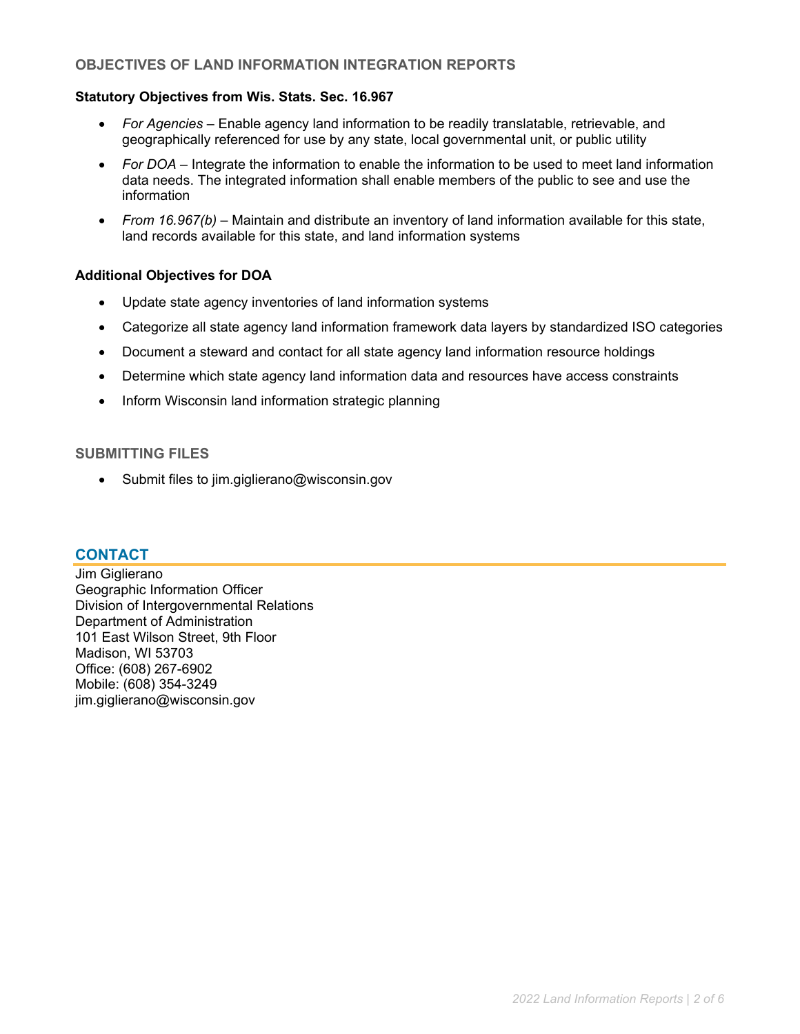## OBJECTIVES OF LAND INFORMATION INTEGRATION REPORTS

**Statutory Objectives from Wis. Stats. Sec. 16.967**

- *For Agencies* – Enable agency land information to be readily translatable, retrievable, and geographically referenced for use by any state, local governmental unit, or public utility
- *For DOA* – Integrate the information to enable the information to be used to meet land information data needs. The integrated information shall enable members of the public to see and use the information
- *From 16.967(b)* – Maintain and distribute an inventory of land information available for this state, land records available for this state, and land information systems

**Additional Objectives for DOA**

- Update state agency inventories of land information systems
- Categorize all state agency land information framework data layers by standardized ISO categories
- Document a steward and contact for all state agency land information resource holdings
- Determine which state agency land information data and resources have access constraints
- Inform Wisconsin land information strategic planning

## SUBMITTING FILES

- Submit files to jim.giglierano@wisconsin.gov

## CONTACT

Jim Giglierano
Geographic Information Officer
Division of Intergovernmental Relations
Department of Administration
101 East Wilson Street, 9th Floor
Madison, WI 53703
Office: (608) 267-6902
Mobile: (608) 354-3249
jim.giglierano@wisconsin.gov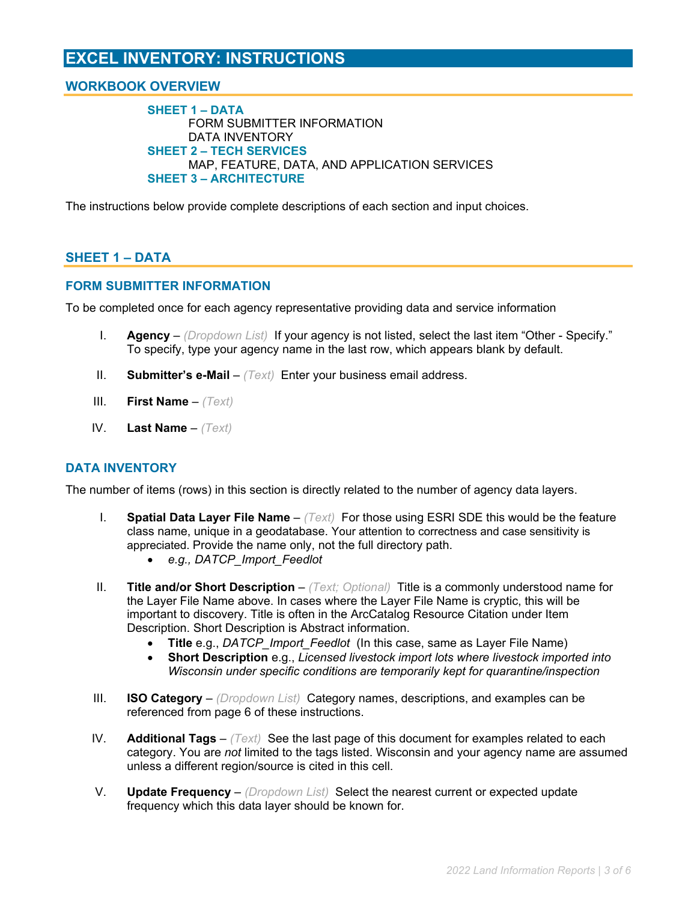# EXCEL INVENTORY: INSTRUCTIONS

## WORKBOOK OVERVIEW

**SHEET 1 – DATA**
- FORM SUBMITTER INFORMATION
- DATA INVENTORY

**SHEET 2 – TECH SERVICES**
- MAP, FEATURE, DATA, AND APPLICATION SERVICES

**SHEET 3 – ARCHITECTURE**

The instructions below provide complete descriptions of each section and input choices.

## SHEET 1 – DATA

### FORM SUBMITTER INFORMATION

To be completed once for each agency representative providing data and service information

I. **Agency** – *(Dropdown List)* If your agency is not listed, select the last item "Other - Specify." To specify, type your agency name in the last row, which appears blank by default.

II. **Submitter's e-Mail** – *(Text)* Enter your business email address.

III. **First Name** – *(Text)*

IV. **Last Name** – *(Text)*

### DATA INVENTORY

The number of items (rows) in this section is directly related to the number of agency data layers.

I. **Spatial Data Layer File Name** – *(Text)* For those using ESRI SDE this would be the feature class name, unique in a geodatabase. Your attention to correctness and case sensitivity is appreciated. Provide the name only, not the full directory path.
   - *e.g., DATCP_Import_Feedlot*

II. **Title and/or Short Description** – *(Text; Optional)* Title is a commonly understood name for the Layer File Name above. In cases where the Layer File Name is cryptic, this will be important to discovery. Title is often in the ArcCatalog Resource Citation under Item Description. Short Description is Abstract information.
   - **Title** e.g., *DATCP_Import_Feedlot* (In this case, same as Layer File Name)
   - **Short Description** e.g., *Licensed livestock import lots where livestock imported into Wisconsin under specific conditions are temporarily kept for quarantine/inspection*

III. **ISO Category** – *(Dropdown List)* Category names, descriptions, and examples can be referenced from page 6 of these instructions.

IV. **Additional Tags** – *(Text)* See the last page of this document for examples related to each category. You are *not* limited to the tags listed. Wisconsin and your agency name are assumed unless a different region/source is cited in this cell.

V. **Update Frequency** – *(Dropdown List)* Select the nearest current or expected update frequency which this data layer should be known for.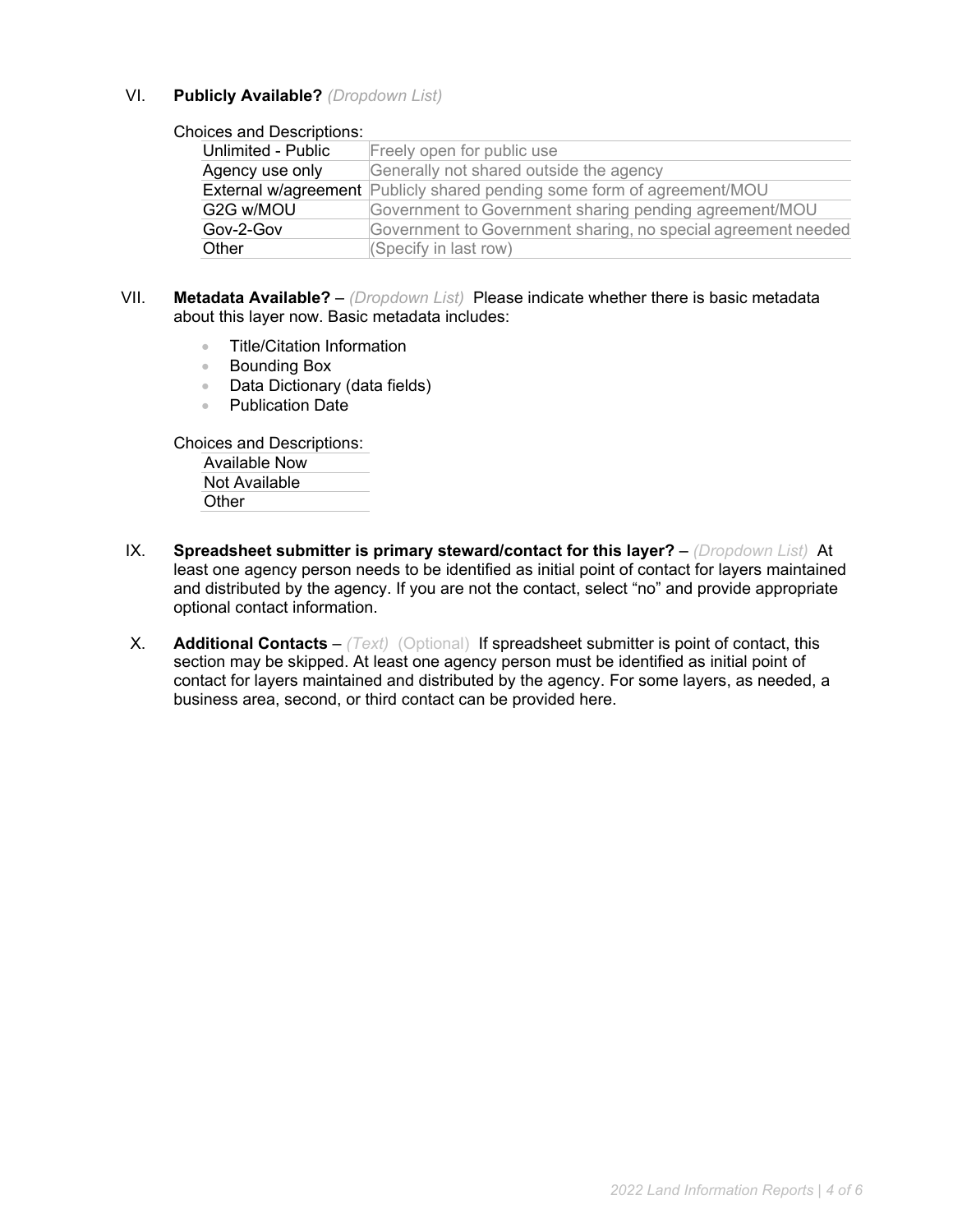VI. **Publicly Available?** *(Dropdown List)*

Choices and Descriptions:

| | |
|---|---|
| Unlimited - Public | Freely open for public use |
| Agency use only | Generally not shared outside the agency |
| External w/agreement | Publicly shared pending some form of agreement/MOU |
| G2G w/MOU | Government to Government sharing pending agreement/MOU |
| Gov-2-Gov | Government to Government sharing, no special agreement needed |
| Other | (Specify in last row) |

VII. **Metadata Available?** – *(Dropdown List)* Please indicate whether there is basic metadata about this layer now. Basic metadata includes:

- Title/Citation Information
- Bounding Box
- Data Dictionary (data fields)
- Publication Date

Choices and Descriptions:

| |
|---|
| Available Now |
| Not Available |
| Other |

IX. **Spreadsheet submitter is primary steward/contact for this layer?** – *(Dropdown List)* At least one agency person needs to be identified as initial point of contact for layers maintained and distributed by the agency. If you are not the contact, select "no" and provide appropriate optional contact information.

X. **Additional Contacts** – *(Text)* (Optional) If spreadsheet submitter is point of contact, this section may be skipped. At least one agency person must be identified as initial point of contact for layers maintained and distributed by the agency. For some layers, as needed, a business area, second, or third contact can be provided here.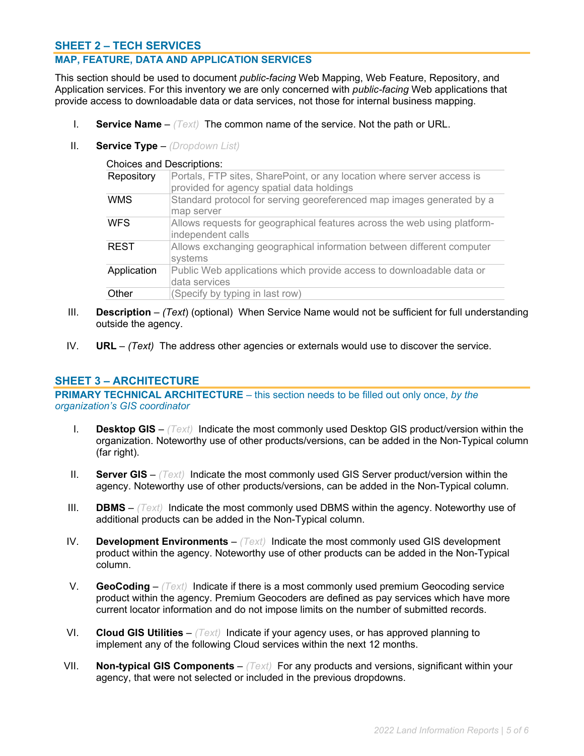## SHEET 2 – TECH SERVICES

### MAP, FEATURE, DATA AND APPLICATION SERVICES

This section should be used to document *public-facing* Web Mapping, Web Feature, Repository, and Application services. For this inventory we are only concerned with *public-facing* Web applications that provide access to downloadable data or data services, not those for internal business mapping.

I. **Service Name** – *(Text)* The common name of the service. Not the path or URL.

II. **Service Type** – *(Dropdown List)*

Choices and Descriptions:

| Choice | Description |
|---|---|
| Repository | Portals, FTP sites, SharePoint, or any location where server access is provided for agency spatial data holdings |
| WMS | Standard protocol for serving georeferenced map images generated by a map server |
| WFS | Allows requests for geographical features across the web using platform-independent calls |
| REST | Allows exchanging geographical information between different computer systems |
| Application | Public Web applications which provide access to downloadable data or data services |
| Other | (Specify by typing in last row) |

III. **Description** – *(Text)* (optional) When Service Name would not be sufficient for full understanding outside the agency.

IV. **URL** – *(Text)* The address other agencies or externals would use to discover the service.

## SHEET 3 – ARCHITECTURE

### PRIMARY TECHNICAL ARCHITECTURE – this section needs to be filled out only once, *by the organization's GIS coordinator*

I. **Desktop GIS** – *(Text)* Indicate the most commonly used Desktop GIS product/version within the organization. Noteworthy use of other products/versions, can be added in the Non-Typical column (far right).

II. **Server GIS** – *(Text)* Indicate the most commonly used GIS Server product/version within the agency. Noteworthy use of other products/versions, can be added in the Non-Typical column.

III. **DBMS** – *(Text)* Indicate the most commonly used DBMS within the agency. Noteworthy use of additional products can be added in the Non-Typical column.

IV. **Development Environments** – *(Text)* Indicate the most commonly used GIS development product within the agency. Noteworthy use of other products can be added in the Non-Typical column.

V. **GeoCoding** – *(Text)* Indicate if there is a most commonly used premium Geocoding service product within the agency. Premium Geocoders are defined as pay services which have more current locator information and do not impose limits on the number of submitted records.

VI. **Cloud GIS Utilities** – *(Text)* Indicate if your agency uses, or has approved planning to implement any of the following Cloud services within the next 12 months.

VII. **Non-typical GIS Components** – *(Text)* For any products and versions, significant within your agency, that were not selected or included in the previous dropdowns.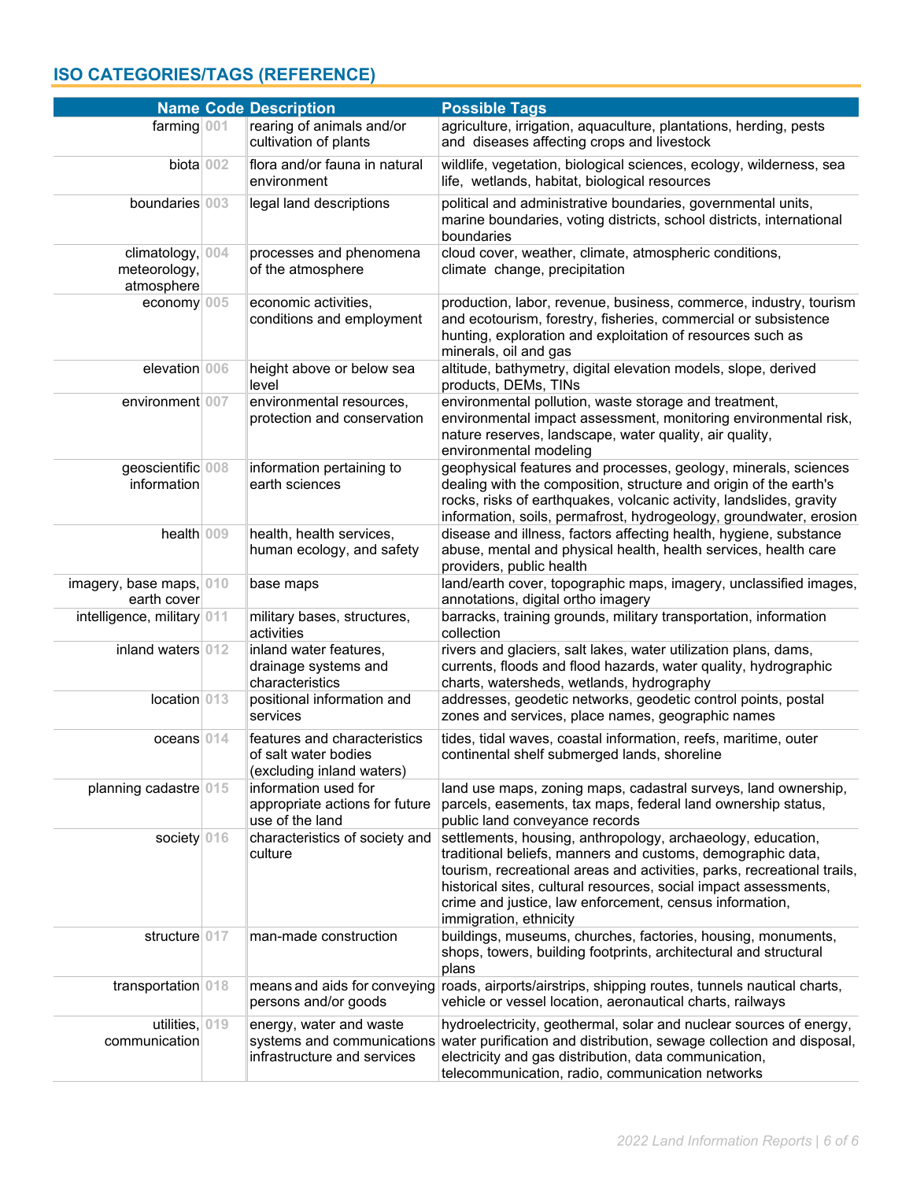## ISO CATEGORIES/TAGS (REFERENCE)

| Name | Code | Description | Possible Tags |
|---|---|---|---|
| farming | 001 | rearing of animals and/or cultivation of plants | agriculture, irrigation, aquaculture, plantations, herding, pests and diseases affecting crops and livestock |
| biota | 002 | flora and/or fauna in natural environment | wildlife, vegetation, biological sciences, ecology, wilderness, sea life, wetlands, habitat, biological resources |
| boundaries | 003 | legal land descriptions | political and administrative boundaries, governmental units, marine boundaries, voting districts, school districts, international boundaries |
| climatology, meteorology, atmosphere | 004 | processes and phenomena of the atmosphere | cloud cover, weather, climate, atmospheric conditions, climate change, precipitation |
| economy | 005 | economic activities, conditions and employment | production, labor, revenue, business, commerce, industry, tourism and ecotourism, forestry, fisheries, commercial or subsistence hunting, exploration and exploitation of resources such as minerals, oil and gas |
| elevation | 006 | height above or below sea level | altitude, bathymetry, digital elevation models, slope, derived products, DEMs, TINs |
| environment | 007 | environmental resources, protection and conservation | environmental pollution, waste storage and treatment, environmental impact assessment, monitoring environmental risk, nature reserves, landscape, water quality, air quality, environmental modeling |
| geoscientific information | 008 | information pertaining to earth sciences | geophysical features and processes, geology, minerals, sciences dealing with the composition, structure and origin of the earth's rocks, risks of earthquakes, volcanic activity, landslides, gravity information, soils, permafrost, hydrogeology, groundwater, erosion |
| health | 009 | health, health services, human ecology, and safety | disease and illness, factors affecting health, hygiene, substance abuse, mental and physical health, health services, health care providers, public health |
| imagery, base maps, earth cover | 010 | base maps | land/earth cover, topographic maps, imagery, unclassified images, annotations, digital ortho imagery |
| intelligence, military | 011 | military bases, structures, activities | barracks, training grounds, military transportation, information collection |
| inland waters | 012 | inland water features, drainage systems and characteristics | rivers and glaciers, salt lakes, water utilization plans, dams, currents, floods and flood hazards, water quality, hydrographic charts, watersheds, wetlands, hydrography |
| location | 013 | positional information and services | addresses, geodetic networks, geodetic control points, postal zones and services, place names, geographic names |
| oceans | 014 | features and characteristics of salt water bodies (excluding inland waters) | tides, tidal waves, coastal information, reefs, maritime, outer continental shelf submerged lands, shoreline |
| planning cadastre | 015 | information used for appropriate actions for future use of the land | land use maps, zoning maps, cadastral surveys, land ownership, parcels, easements, tax maps, federal land ownership status, public land conveyance records |
| society | 016 | characteristics of society and culture | settlements, housing, anthropology, archaeology, education, traditional beliefs, manners and customs, demographic data, tourism, recreational areas and activities, parks, recreational trails, historical sites, cultural resources, social impact assessments, crime and justice, law enforcement, census information, immigration, ethnicity |
| structure | 017 | man-made construction | buildings, museums, churches, factories, housing, monuments, shops, towers, building footprints, architectural and structural plans |
| transportation | 018 | means and aids for conveying persons and/or goods | roads, airports/airstrips, shipping routes, tunnels nautical charts, vehicle or vessel location, aeronautical charts, railways |
| utilities, communication | 019 | energy, water and waste systems and communications infrastructure and services | hydroelectricity, geothermal, solar and nuclear sources of energy, water purification and distribution, sewage collection and disposal, electricity and gas distribution, data communication, telecommunication, radio, communication networks |